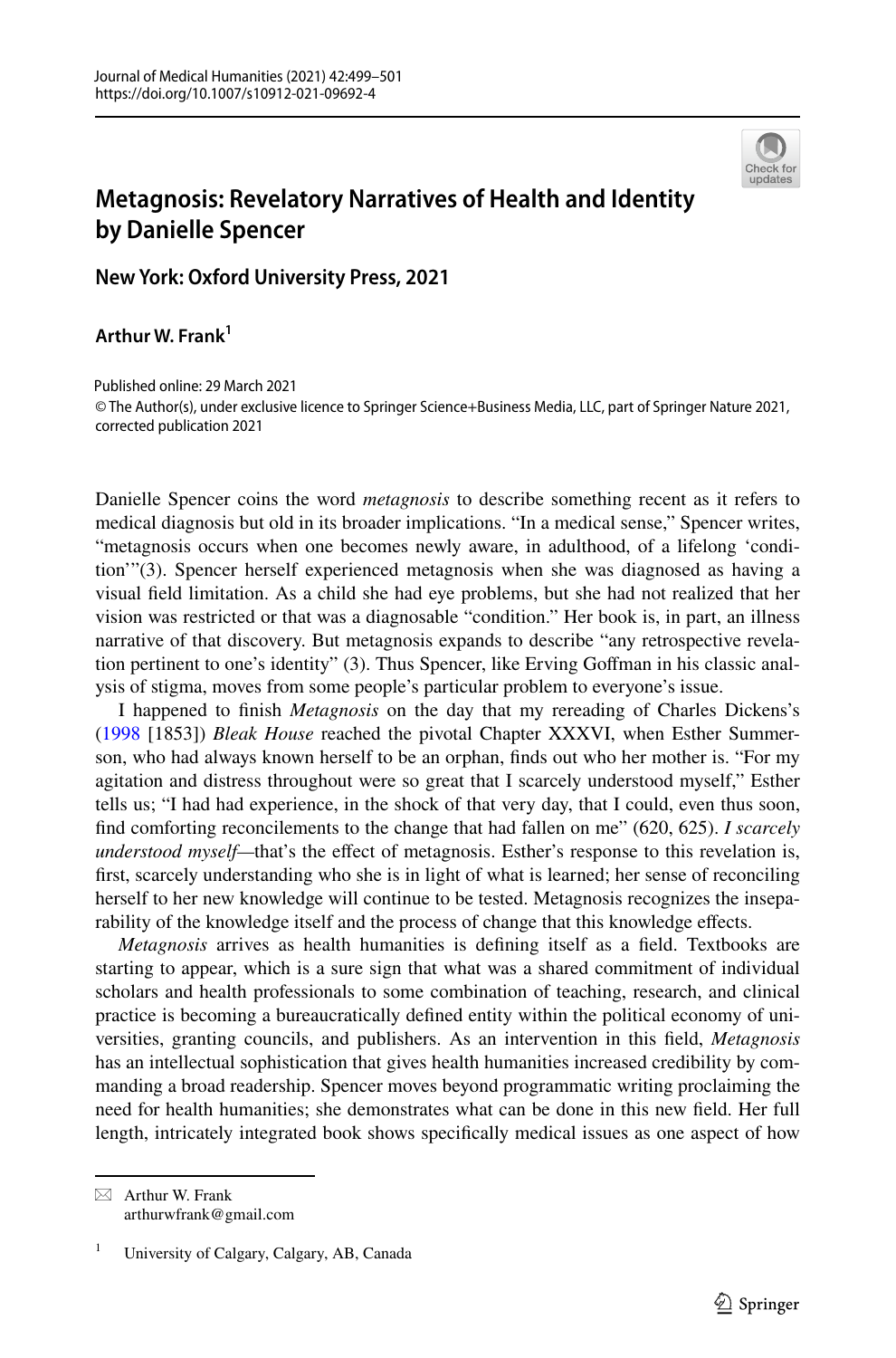# Metagnosis: Revelatory Narratives of Health and Identity by Danielle Spencer

## New York: Oxford University Press, 2021

**Arthur W. Frank**[1]

Published online: 29 March 2021
© The Author(s), under exclusive licence to Springer Science+Business Media, LLC, part of Springer Nature 2021, corrected publication 2021

Danielle Spencer coins the word *metagnosis* to describe something recent as it refers to medical diagnosis but old in its broader implications. "In a medical sense," Spencer writes, "metagnosis occurs when one becomes newly aware, in adulthood, of a lifelong 'condition'"(3). Spencer herself experienced metagnosis when she was diagnosed as having a visual field limitation. As a child she had eye problems, but she had not realized that her vision was restricted or that was a diagnosable "condition." Her book is, in part, an illness narrative of that discovery. But metagnosis expands to describe "any retrospective revelation pertinent to one's identity" (3). Thus Spencer, like Erving Goffman in his classic analysis of stigma, moves from some people's particular problem to everyone's issue.

I happened to finish *Metagnosis* on the day that my rereading of Charles Dickens's (1998 [1853]) *Bleak House* reached the pivotal Chapter XXXVI, when Esther Summerson, who had always known herself to be an orphan, finds out who her mother is. "For my agitation and distress throughout were so great that I scarcely understood myself," Esther tells us; "I had had experience, in the shock of that very day, that I could, even thus soon, find comforting reconcilements to the change that had fallen on me" (620, 625). *I scarcely understood myself*—that's the effect of metagnosis. Esther's response to this revelation is, first, scarcely understanding who she is in light of what is learned; her sense of reconciling herself to her new knowledge will continue to be tested. Metagnosis recognizes the inseparability of the knowledge itself and the process of change that this knowledge effects.

*Metagnosis* arrives as health humanities is defining itself as a field. Textbooks are starting to appear, which is a sure sign that what was a shared commitment of individual scholars and health professionals to some combination of teaching, research, and clinical practice is becoming a bureaucratically defined entity within the political economy of universities, granting councils, and publishers. As an intervention in this field, *Metagnosis* has an intellectual sophistication that gives health humanities increased credibility by commanding a broad readership. Spencer moves beyond programmatic writing proclaiming the need for health humanities; she demonstrates what can be done in this new field. Her full length, intricately integrated book shows specifically medical issues as one aspect of how

---

✉ Arthur W. Frank
arthurwfrank@gmail.com

[1] University of Calgary, Calgary, AB, Canada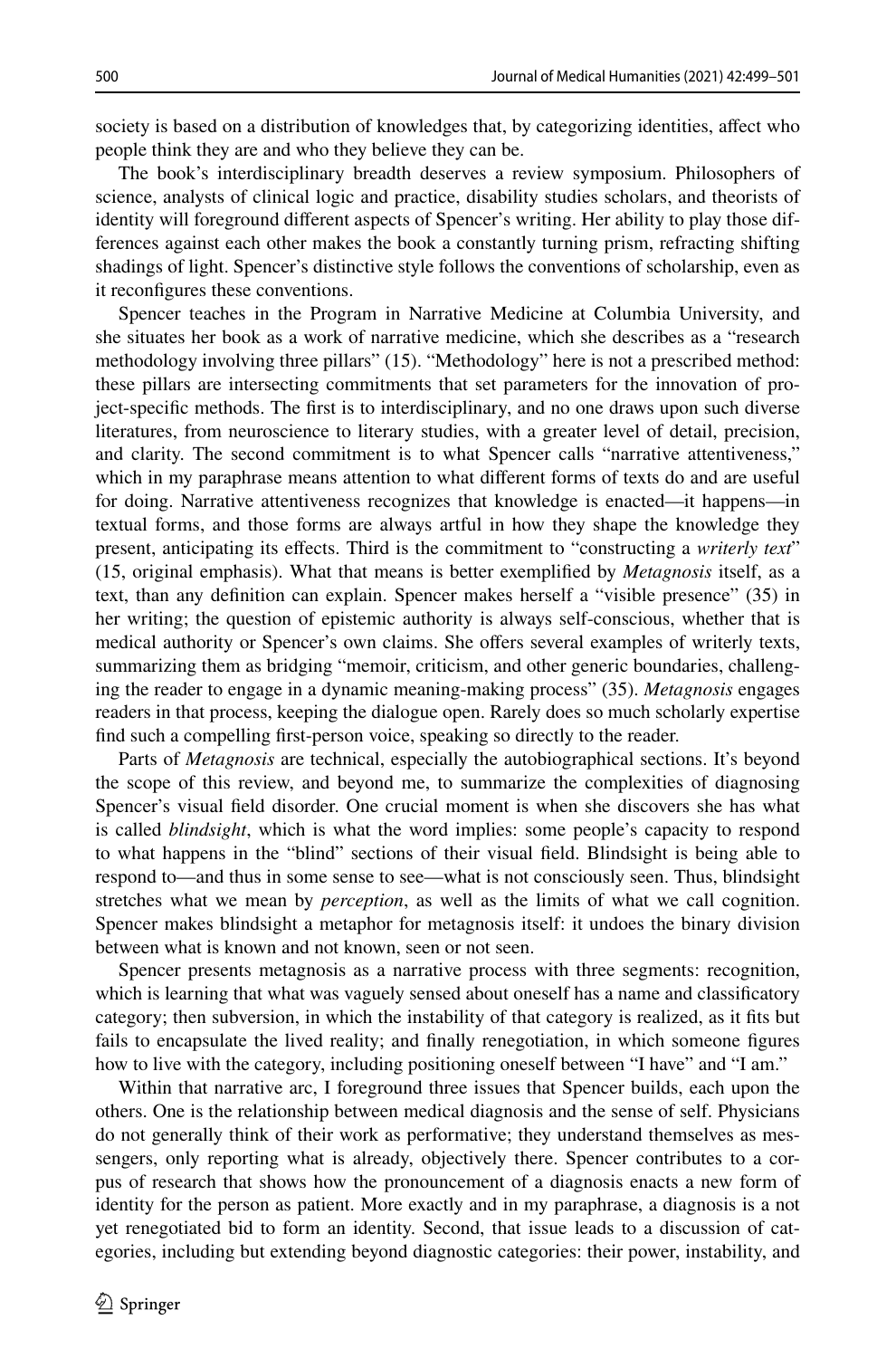society is based on a distribution of knowledges that, by categorizing identities, affect who people think they are and who they believe they can be.

The book's interdisciplinary breadth deserves a review symposium. Philosophers of science, analysts of clinical logic and practice, disability studies scholars, and theorists of identity will foreground different aspects of Spencer's writing. Her ability to play those differences against each other makes the book a constantly turning prism, refracting shifting shadings of light. Spencer's distinctive style follows the conventions of scholarship, even as it reconfigures these conventions.

Spencer teaches in the Program in Narrative Medicine at Columbia University, and she situates her book as a work of narrative medicine, which she describes as a "research methodology involving three pillars" (15). "Methodology" here is not a prescribed method: these pillars are intersecting commitments that set parameters for the innovation of project-specific methods. The first is to interdisciplinary, and no one draws upon such diverse literatures, from neuroscience to literary studies, with a greater level of detail, precision, and clarity. The second commitment is to what Spencer calls "narrative attentiveness," which in my paraphrase means attention to what different forms of texts do and are useful for doing. Narrative attentiveness recognizes that knowledge is enacted—it happens—in textual forms, and those forms are always artful in how they shape the knowledge they present, anticipating its effects. Third is the commitment to "constructing a *writerly text*" (15, original emphasis). What that means is better exemplified by *Metagnosis* itself, as a text, than any definition can explain. Spencer makes herself a "visible presence" (35) in her writing; the question of epistemic authority is always self-conscious, whether that is medical authority or Spencer's own claims. She offers several examples of writerly texts, summarizing them as bridging "memoir, criticism, and other generic boundaries, challenging the reader to engage in a dynamic meaning-making process" (35). *Metagnosis* engages readers in that process, keeping the dialogue open. Rarely does so much scholarly expertise find such a compelling first-person voice, speaking so directly to the reader.

Parts of *Metagnosis* are technical, especially the autobiographical sections. It's beyond the scope of this review, and beyond me, to summarize the complexities of diagnosing Spencer's visual field disorder. One crucial moment is when she discovers she has what is called *blindsight*, which is what the word implies: some people's capacity to respond to what happens in the "blind" sections of their visual field. Blindsight is being able to respond to—and thus in some sense to see—what is not consciously seen. Thus, blindsight stretches what we mean by *perception*, as well as the limits of what we call cognition. Spencer makes blindsight a metaphor for metagnosis itself: it undoes the binary division between what is known and not known, seen or not seen.

Spencer presents metagnosis as a narrative process with three segments: recognition, which is learning that what was vaguely sensed about oneself has a name and classificatory category; then subversion, in which the instability of that category is realized, as it fits but fails to encapsulate the lived reality; and finally renegotiation, in which someone figures how to live with the category, including positioning oneself between "I have" and "I am."

Within that narrative arc, I foreground three issues that Spencer builds, each upon the others. One is the relationship between medical diagnosis and the sense of self. Physicians do not generally think of their work as performative; they understand themselves as messengers, only reporting what is already, objectively there. Spencer contributes to a corpus of research that shows how the pronouncement of a diagnosis enacts a new form of identity for the person as patient. More exactly and in my paraphrase, a diagnosis is a not yet renegotiated bid to form an identity. Second, that issue leads to a discussion of categories, including but extending beyond diagnostic categories: their power, instability, and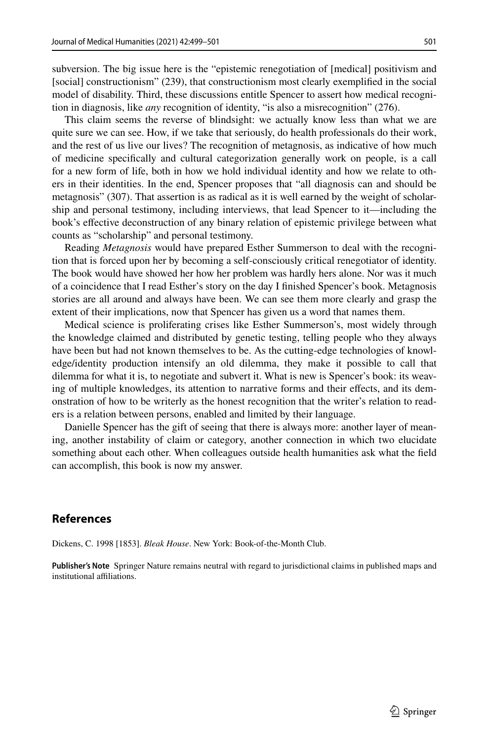subversion. The big issue here is the "epistemic renegotiation of [medical] positivism and [social] constructionism" (239), that constructionism most clearly exemplified in the social model of disability. Third, these discussions entitle Spencer to assert how medical recognition in diagnosis, like *any* recognition of identity, "is also a misrecognition" (276).

This claim seems the reverse of blindsight: we actually know less than what we are quite sure we can see. How, if we take that seriously, do health professionals do their work, and the rest of us live our lives? The recognition of metagnosis, as indicative of how much of medicine specifically and cultural categorization generally work on people, is a call for a new form of life, both in how we hold individual identity and how we relate to others in their identities. In the end, Spencer proposes that "all diagnosis can and should be metagnosis" (307). That assertion is as radical as it is well earned by the weight of scholarship and personal testimony, including interviews, that lead Spencer to it—including the book's effective deconstruction of any binary relation of epistemic privilege between what counts as "scholarship" and personal testimony.

Reading *Metagnosis* would have prepared Esther Summerson to deal with the recognition that is forced upon her by becoming a self-consciously critical renegotiator of identity. The book would have showed her how her problem was hardly hers alone. Nor was it much of a coincidence that I read Esther's story on the day I finished Spencer's book. Metagnosis stories are all around and always have been. We can see them more clearly and grasp the extent of their implications, now that Spencer has given us a word that names them.

Medical science is proliferating crises like Esther Summerson's, most widely through the knowledge claimed and distributed by genetic testing, telling people who they always have been but had not known themselves to be. As the cutting-edge technologies of knowledge/identity production intensify an old dilemma, they make it possible to call that dilemma for what it is, to negotiate and subvert it. What is new is Spencer's book: its weaving of multiple knowledges, its attention to narrative forms and their effects, and its demonstration of how to be writerly as the honest recognition that the writer's relation to readers is a relation between persons, enabled and limited by their language.

Danielle Spencer has the gift of seeing that there is always more: another layer of meaning, another instability of claim or category, another connection in which two elucidate something about each other. When colleagues outside health humanities ask what the field can accomplish, this book is now my answer.

## References

Dickens, C. 1998 [1853]. *Bleak House*. New York: Book-of-the-Month Club.

**Publisher's Note** Springer Nature remains neutral with regard to jurisdictional claims in published maps and institutional affiliations.